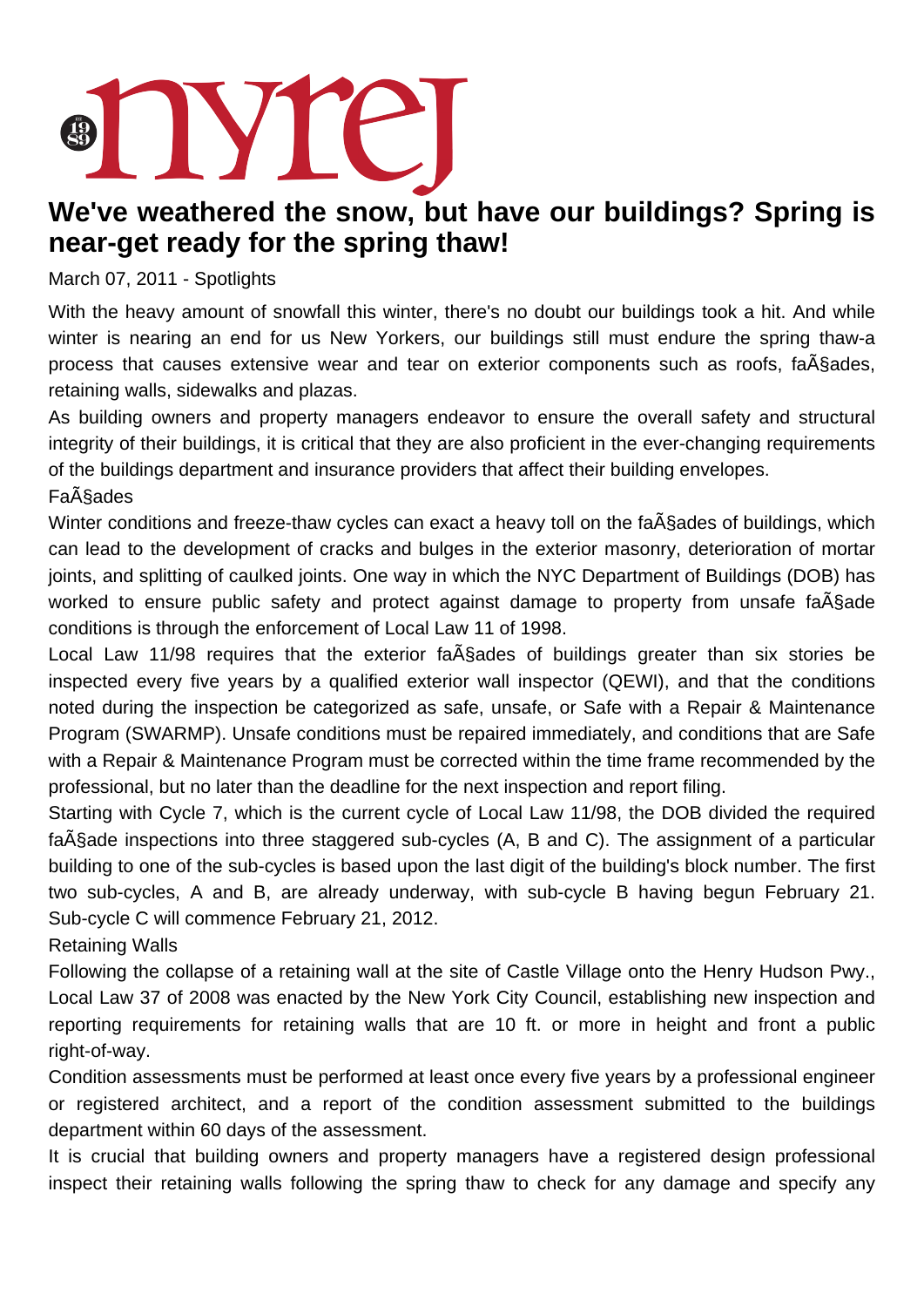# We've weathered the snow, but have our buildings? Spring is near-get ready for the spring thaw!

March 07, 2011 - Spotlights

With the heavy amount of snowfall this winter, there's no doubt our buildings took a hit. And while winter is nearing an end for us New Yorkers, our buildings still must endure the spring thaw-a process that causes extensive wear and tear on exterior components such as roofs, faÃ§ades, retaining walls, sidewalks and plazas.

As building owners and property managers endeavor to ensure the overall safety and structural integrity of their buildings, it is critical that they are also proficient in the ever-changing requirements of the buildings department and insurance providers that affect their building envelopes.

FaÃ§ades

Winter conditions and freeze-thaw cycles can exact a heavy toll on the faÃ§ades of buildings, which can lead to the development of cracks and bulges in the exterior masonry, deterioration of mortar joints, and splitting of caulked joints. One way in which the NYC Department of Buildings (DOB) has worked to ensure public safety and protect against damage to property from unsafe faÃ§ade conditions is through the enforcement of Local Law 11 of 1998.

Local Law 11/98 requires that the exterior faÃ§ades of buildings greater than six stories be inspected every five years by a qualified exterior wall inspector (QEWI), and that the conditions noted during the inspection be categorized as safe, unsafe, or Safe with a Repair & Maintenance Program (SWARMP). Unsafe conditions must be repaired immediately, and conditions that are Safe with a Repair & Maintenance Program must be corrected within the time frame recommended by the professional, but no later than the deadline for the next inspection and report filing.

Starting with Cycle 7, which is the current cycle of Local Law 11/98, the DOB divided the required faÃ§ade inspections into three staggered sub-cycles (A, B and C). The assignment of a particular building to one of the sub-cycles is based upon the last digit of the building's block number. The first two sub-cycles, A and B, are already underway, with sub-cycle B having begun February 21. Sub-cycle C will commence February 21, 2012.

Retaining Walls

Following the collapse of a retaining wall at the site of Castle Village onto the Henry Hudson Pwy., Local Law 37 of 2008 was enacted by the New York City Council, establishing new inspection and reporting requirements for retaining walls that are 10 ft. or more in height and front a public right-of-way.

Condition assessments must be performed at least once every five years by a professional engineer or registered architect, and a report of the condition assessment submitted to the buildings department within 60 days of the assessment.

It is crucial that building owners and property managers have a registered design professional inspect their retaining walls following the spring thaw to check for any damage and specify any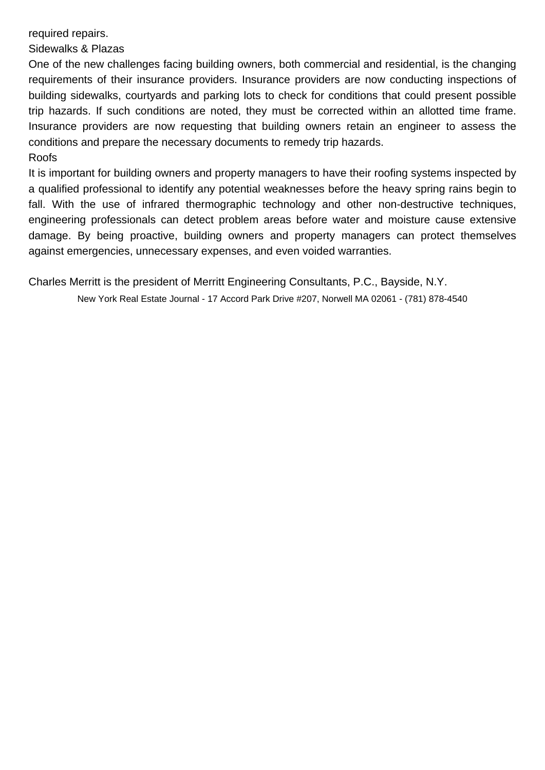required repairs.

## Sidewalks & Plazas

One of the new challenges facing building owners, both commercial and residential, is the changing requirements of their insurance providers. Insurance providers are now conducting inspections of building sidewalks, courtyards and parking lots to check for conditions that could present possible trip hazards. If such conditions are noted, they must be corrected within an allotted time frame. Insurance providers are now requesting that building owners retain an engineer to assess the conditions and prepare the necessary documents to remedy trip hazards.

## Roofs

It is important for building owners and property managers to have their roofing systems inspected by a qualified professional to identify any potential weaknesses before the heavy spring rains begin to fall. With the use of infrared thermographic technology and other non-destructive techniques, engineering professionals can detect problem areas before water and moisture cause extensive damage. By being proactive, building owners and property managers can protect themselves against emergencies, unnecessary expenses, and even voided warranties.

Charles Merritt is the president of Merritt Engineering Consultants, P.C., Bayside, N.Y.